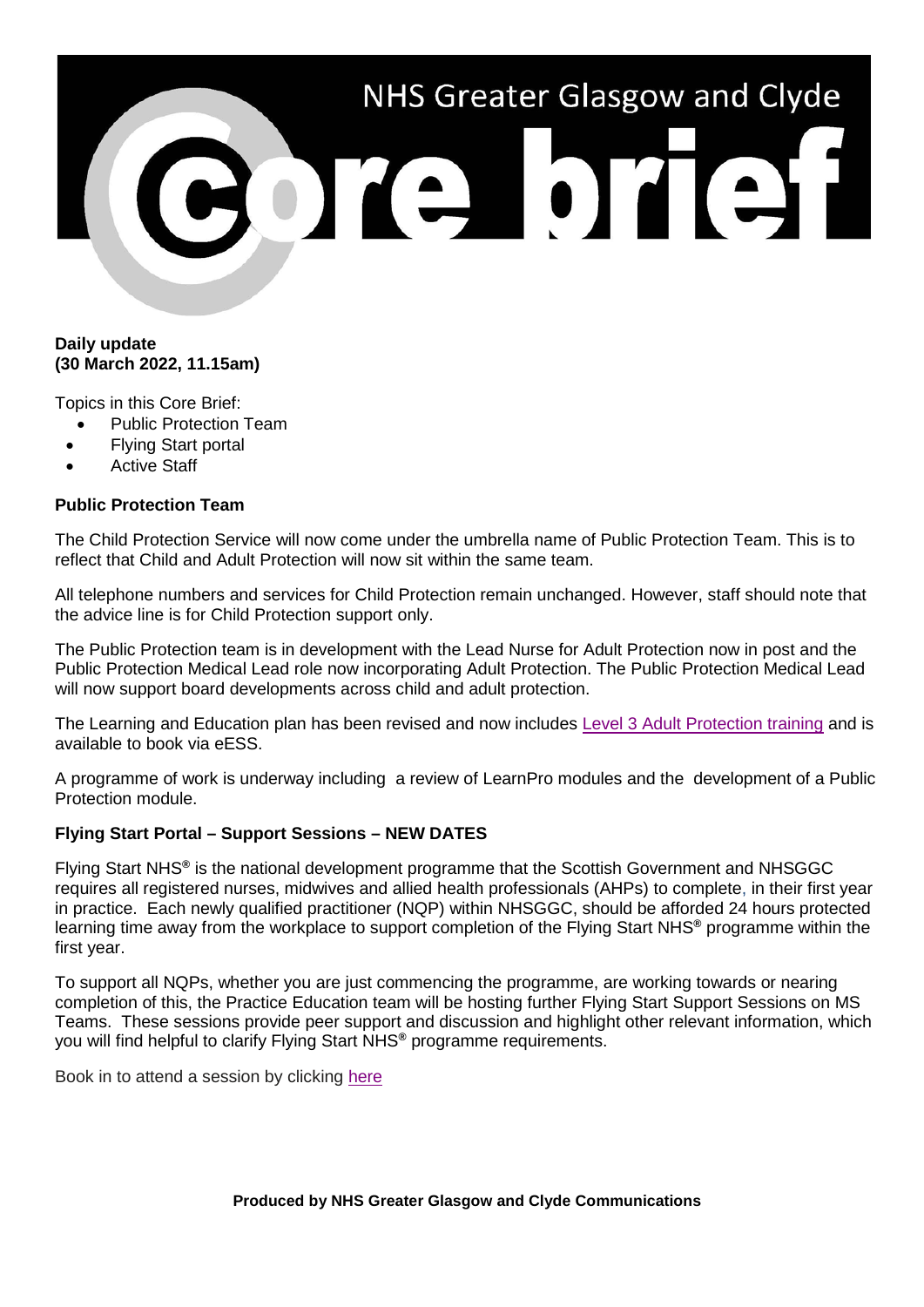# NHS Greater Glasgow and Clyde Core brief

**Daily update**
**(30 March 2022, 11.15am)**

Topics in this Core Brief:

- Public Protection Team
- Flying Start portal
- Active Staff

## Public Protection Team

The Child Protection Service will now come under the umbrella name of Public Protection Team. This is to reflect that Child and Adult Protection will now sit within the same team.

All telephone numbers and services for Child Protection remain unchanged. However, staff should note that the advice line is for Child Protection support only.

The Public Protection team is in development with the Lead Nurse for Adult Protection now in post and the Public Protection Medical Lead role now incorporating Adult Protection. The Public Protection Medical Lead will now support board developments across child and adult protection.

The Learning and Education plan has been revised and now includes Level 3 Adult Protection training and is available to book via eESS.

A programme of work is underway including a review of LearnPro modules and the development of a Public Protection module.

## Flying Start Portal – Support Sessions – NEW DATES

Flying Start NHS® is the national development programme that the Scottish Government and NHSGGC requires all registered nurses, midwives and allied health professionals (AHPs) to complete, in their first year in practice. Each newly qualified practitioner (NQP) within NHSGGC, should be afforded 24 hours protected learning time away from the workplace to support completion of the Flying Start NHS® programme within the first year.

To support all NQPs, whether you are just commencing the programme, are working towards or nearing completion of this, the Practice Education team will be hosting further Flying Start Support Sessions on MS Teams. These sessions provide peer support and discussion and highlight other relevant information, which you will find helpful to clarify Flying Start NHS® programme requirements.

Book in to attend a session by clicking here

**Produced by NHS Greater Glasgow and Clyde Communications**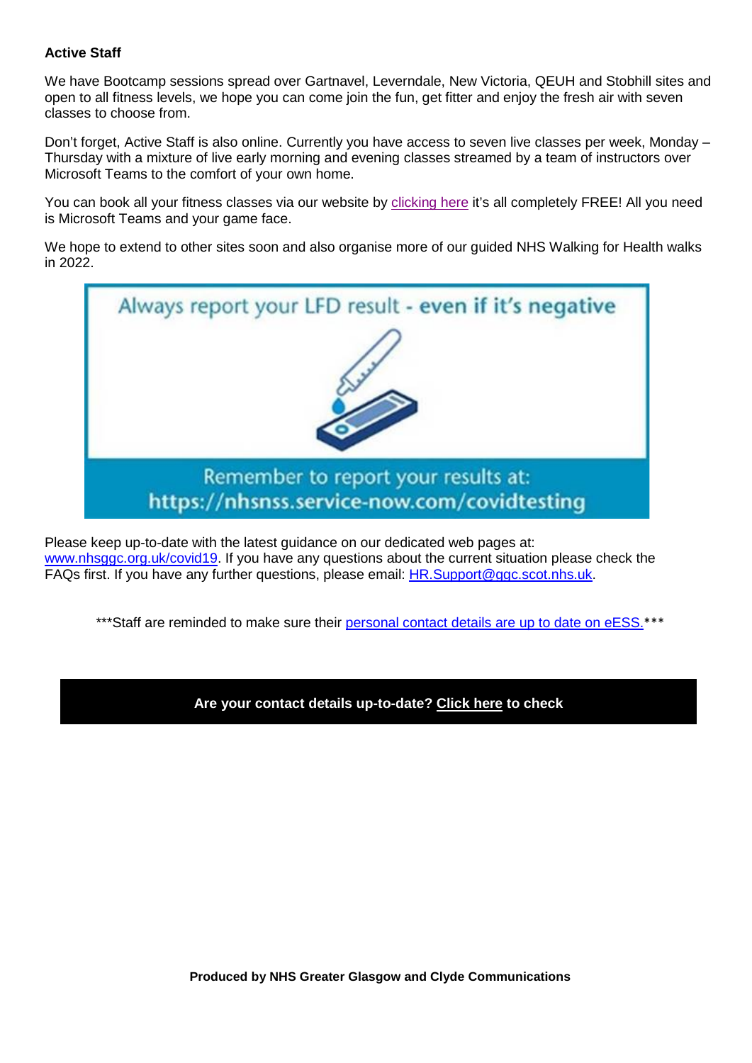**Active Staff**

We have Bootcamp sessions spread over Gartnavel, Leverndale, New Victoria, QEUH and Stobhill sites and open to all fitness levels, we hope you can come join the fun, get fitter and enjoy the fresh air with seven classes to choose from.

Don't forget, Active Staff is also online. Currently you have access to seven live classes per week, Monday – Thursday with a mixture of live early morning and evening classes streamed by a team of instructors over Microsoft Teams to the comfort of your own home.

You can book all your fitness classes via our website by clicking here it's all completely FREE! All you need is Microsoft Teams and your game face.

We hope to extend to other sites soon and also organise more of our guided NHS Walking for Health walks in 2022.

Always report your LFD result - even if it's negative

Remember to report your results at:
https://nhsnss.service-now.com/covidtesting

Please keep up-to-date with the latest guidance on our dedicated web pages at: www.nhsggc.org.uk/covid19. If you have any questions about the current situation please check the FAQs first. If you have any further questions, please email: HR.Support@ggc.scot.nhs.uk.

***Staff are reminded to make sure their personal contact details are up to date on eESS.***

**Are your contact details up-to-date? Click here to check**

**Produced by NHS Greater Glasgow and Clyde Communications**